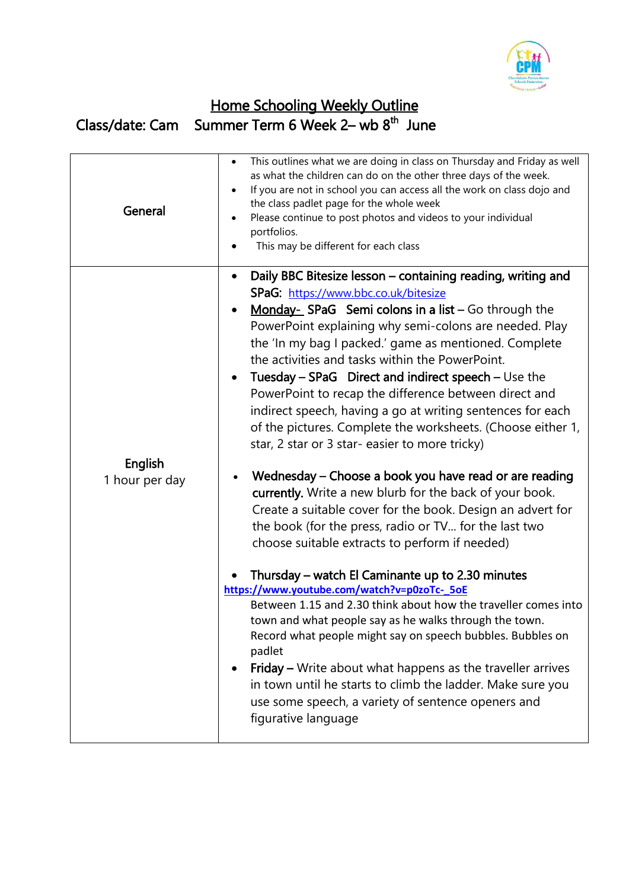# Home Schooling Weekly Outline

## Class/date: Cam    Summer Term 6 Week 2– wb 8th June

| | |
|---|---|
| General | • This outlines what we are doing in class on Thursday and Friday as well as what the children can do on the other three days of the week.<br>• If you are not in school you can access all the work on class dojo and the class padlet page for the whole week<br>• Please continue to post photos and videos to your individual portfolios.<br>• This may be different for each class |
| English<br>1 hour per day | • Daily BBC Bitesize lesson – containing reading, writing and SPaG: https://www.bbc.co.uk/bitesize<br>• Monday- SPaG Semi colons in a list – Go through the PowerPoint explaining why semi-colons are needed. Play the 'In my bag I packed.' game as mentioned. Complete the activities and tasks within the PowerPoint.<br>• Tuesday – SPaG Direct and indirect speech – Use the PowerPoint to recap the difference between direct and indirect speech, having a go at writing sentences for each of the pictures. Complete the worksheets. (Choose either 1, star, 2 star or 3 star- easier to more tricky)<br><br>• Wednesday – Choose a book you have read or are reading currently. Write a new blurb for the back of your book. Create a suitable cover for the book. Design an advert for the book (for the press, radio or TV… for the last two choose suitable extracts to perform if needed)<br><br>• Thursday – watch El Caminante up to 2.30 minutes<br>**https://www.youtube.com/watch?v=p0zoTc-_5oE**<br>Between 1.15 and 2.30 think about how the traveller comes into town and what people say as he walks through the town. Record what people might say on speech bubbles. Bubbles on padlet<br>• Friday – Write about what happens as the traveller arrives in town until he starts to climb the ladder. Make sure you use some speech, a variety of sentence openers and figurative language |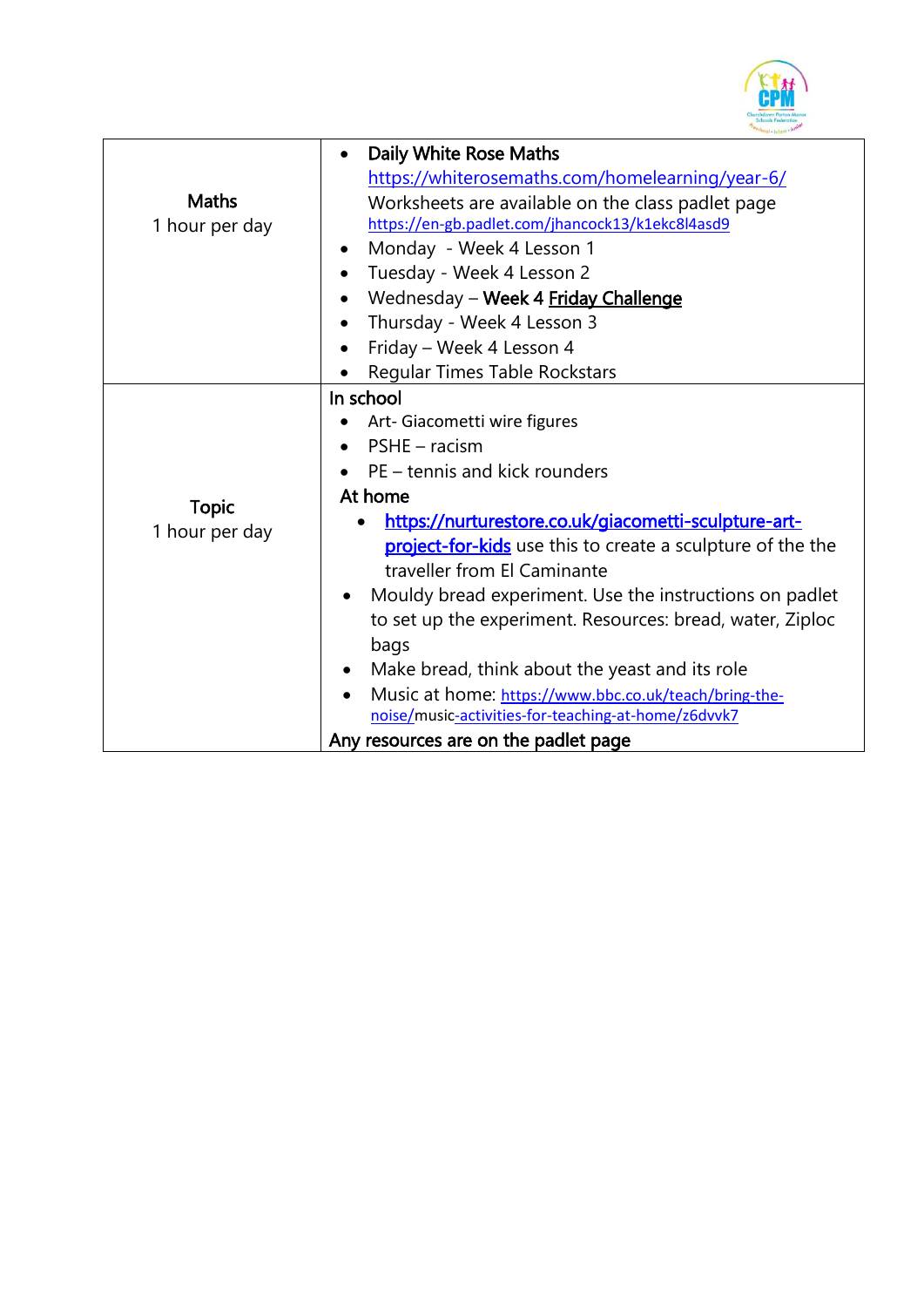| | |
|---|---|
| **Maths**<br>1 hour per day | • **Daily White Rose Maths**<br>https://whiterosemaths.com/homelearning/year-6/<br>Worksheets are available on the class padlet page<br>https://en-gb.padlet.com/jhancock13/k1ekc8l4asd9<br>• Monday - Week 4 Lesson 1<br>• Tuesday - Week 4 Lesson 2<br>• Wednesday – **Week 4 Friday Challenge**<br>• Thursday - Week 4 Lesson 3<br>• Friday – Week 4 Lesson 4<br>• Regular Times Table Rockstars |
| **Topic**<br>1 hour per day | **In school**<br>• Art- Giacometti wire figures<br>• PSHE – racism<br>• PE – tennis and kick rounders<br>**At home**<br>• **https://nurturestore.co.uk/giacometti-sculpture-art-project-for-kids** use this to create a sculpture of the the traveller from El Caminante<br>• Mouldy bread experiment. Use the instructions on padlet to set up the experiment. Resources: bread, water, Ziploc bags<br>• Make bread, think about the yeast and its role<br>• Music at home: https://www.bbc.co.uk/teach/bring-the-noise/music-activities-for-teaching-at-home/z6dvvk7<br>**Any resources are on the padlet page** |